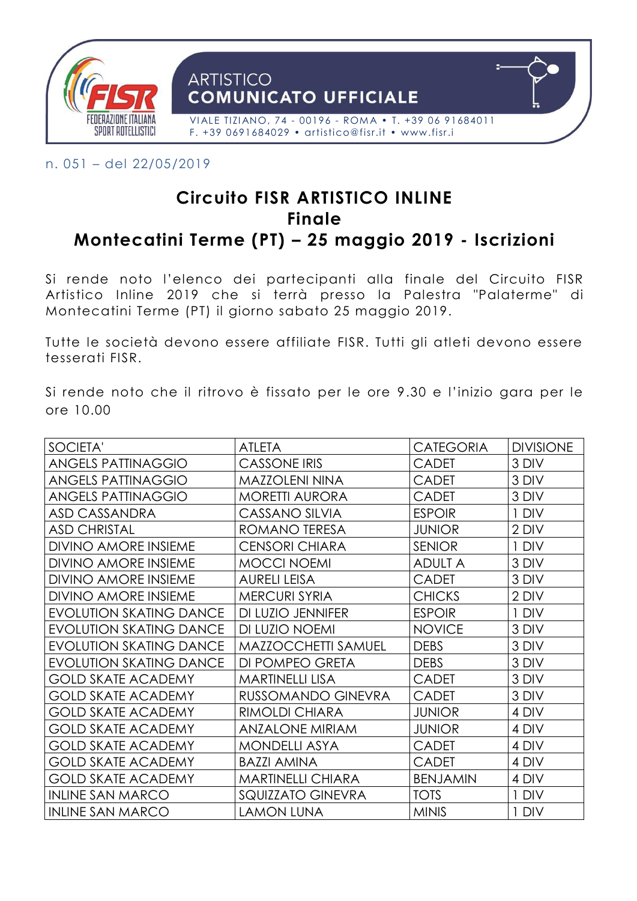ARTISTICO
**COMUNICATO UFFICIALE**

VIALE TIZIANO, 74 - 00196 - ROMA • T. +39 06 91684011
F. +39 0691684029 • artistico@fisr.it • www.fisr.i

n. 051 – del 22/05/2019

# Circuito FISR ARTISTICO INLINE
# Finale
# Montecatini Terme (PT) – 25 maggio 2019 - Iscrizioni

Si rende noto l'elenco dei partecipanti alla finale del Circuito FISR Artistico Inline 2019 che si terrà presso la Palestra "Palaterme" di Montecatini Terme (PT) il giorno sabato 25 maggio 2019.

Tutte le società devono essere affiliate FISR. Tutti gli atleti devono essere tesserati FISR.

Si rende noto che il ritrovo è fissato per le ore 9.30 e l'inizio gara per le ore 10.00

| SOCIETA' | ATLETA | CATEGORIA | DIVISIONE |
|---|---|---|---|
| ANGELS PATTINAGGIO | CASSONE IRIS | CADET | 3 DIV |
| ANGELS PATTINAGGIO | MAZZOLENI NINA | CADET | 3 DIV |
| ANGELS PATTINAGGIO | MORETTI AURORA | CADET | 3 DIV |
| ASD CASSANDRA | CASSANO SILVIA | ESPOIR | 1 DIV |
| ASD CHRISTAL | ROMANO TERESA | JUNIOR | 2 DIV |
| DIVINO AMORE INSIEME | CENSORI CHIARA | SENIOR | 1 DIV |
| DIVINO AMORE INSIEME | MOCCI NOEMI | ADULT A | 3 DIV |
| DIVINO AMORE INSIEME | AURELI LEISA | CADET | 3 DIV |
| DIVINO AMORE INSIEME | MERCURI SYRIA | CHICKS | 2 DIV |
| EVOLUTION SKATING DANCE | DI LUZIO JENNIFER | ESPOIR | 1 DIV |
| EVOLUTION SKATING DANCE | DI LUZIO NOEMI | NOVICE | 3 DIV |
| EVOLUTION SKATING DANCE | MAZZOCCHETTI SAMUEL | DEBS | 3 DIV |
| EVOLUTION SKATING DANCE | DI POMPEO GRETA | DEBS | 3 DIV |
| GOLD SKATE ACADEMY | MARTINELLI LISA | CADET | 3 DIV |
| GOLD SKATE ACADEMY | RUSSOMANDO GINEVRA | CADET | 3 DIV |
| GOLD SKATE ACADEMY | RIMOLDI CHIARA | JUNIOR | 4 DIV |
| GOLD SKATE ACADEMY | ANZALONE MIRIAM | JUNIOR | 4 DIV |
| GOLD SKATE ACADEMY | MONDELLI ASYA | CADET | 4 DIV |
| GOLD SKATE ACADEMY | BAZZI AMINA | CADET | 4 DIV |
| GOLD SKATE ACADEMY | MARTINELLI CHIARA | BENJAMIN | 4 DIV |
| INLINE SAN MARCO | SQUIZZATO GINEVRA | TOTS | 1 DIV |
| INLINE SAN MARCO | LAMON LUNA | MINIS | 1 DIV |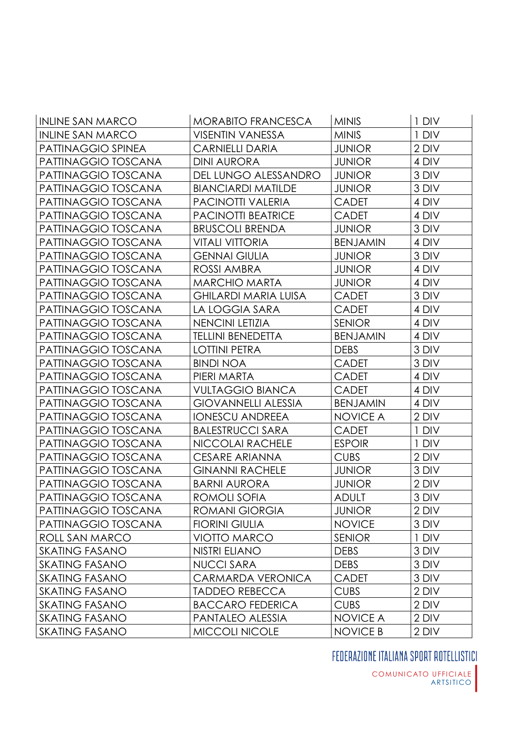| INLINE SAN MARCO | MORABITO FRANCESCA | MINIS | 1 DIV |
|---|---|---|---|
| INLINE SAN MARCO | VISENTIN VANESSA | MINIS | 1 DIV |
| PATTINAGGIO SPINEA | CARNIELLI DARIA | JUNIOR | 2 DIV |
| PATTINAGGIO TOSCANA | DINI AURORA | JUNIOR | 4 DIV |
| PATTINAGGIO TOSCANA | DEL LUNGO ALESSANDRO | JUNIOR | 3 DIV |
| PATTINAGGIO TOSCANA | BIANCIARDI MATILDE | JUNIOR | 3 DIV |
| PATTINAGGIO TOSCANA | PACINOTTI VALERIA | CADET | 4 DIV |
| PATTINAGGIO TOSCANA | PACINOTTI BEATRICE | CADET | 4 DIV |
| PATTINAGGIO TOSCANA | BRUSCOLI BRENDA | JUNIOR | 3 DIV |
| PATTINAGGIO TOSCANA | VITALI VITTORIA | BENJAMIN | 4 DIV |
| PATTINAGGIO TOSCANA | GENNAI GIULIA | JUNIOR | 3 DIV |
| PATTINAGGIO TOSCANA | ROSSI AMBRA | JUNIOR | 4 DIV |
| PATTINAGGIO TOSCANA | MARCHIO MARTA | JUNIOR | 4 DIV |
| PATTINAGGIO TOSCANA | GHILARDI MARIA LUISA | CADET | 3 DIV |
| PATTINAGGIO TOSCANA | LA LOGGIA SARA | CADET | 4 DIV |
| PATTINAGGIO TOSCANA | NENCINI LETIZIA | SENIOR | 4 DIV |
| PATTINAGGIO TOSCANA | TELLINI BENEDETTA | BENJAMIN | 4 DIV |
| PATTINAGGIO TOSCANA | LOTTINI PETRA | DEBS | 3 DIV |
| PATTINAGGIO TOSCANA | BINDI NOA | CADET | 3 DIV |
| PATTINAGGIO TOSCANA | PIERI MARTA | CADET | 4 DIV |
| PATTINAGGIO TOSCANA | VULTAGGIO BIANCA | CADET | 4 DIV |
| PATTINAGGIO TOSCANA | GIOVANNELLI ALESSIA | BENJAMIN | 4 DIV |
| PATTINAGGIO TOSCANA | IONESCU ANDREEA | NOVICE A | 2 DIV |
| PATTINAGGIO TOSCANA | BALESTRUCCI SARA | CADET | 1 DIV |
| PATTINAGGIO TOSCANA | NICCOLAI RACHELE | ESPOIR | 1 DIV |
| PATTINAGGIO TOSCANA | CESARE ARIANNA | CUBS | 2 DIV |
| PATTINAGGIO TOSCANA | GINANNI RACHELE | JUNIOR | 3 DIV |
| PATTINAGGIO TOSCANA | BARNI AURORA | JUNIOR | 2 DIV |
| PATTINAGGIO TOSCANA | ROMOLI SOFIA | ADULT | 3 DIV |
| PATTINAGGIO TOSCANA | ROMANI GIORGIA | JUNIOR | 2 DIV |
| PATTINAGGIO TOSCANA | FIORINI GIULIA | NOVICE | 3 DIV |
| ROLL SAN MARCO | VIOTTO MARCO | SENIOR | 1 DIV |
| SKATING FASANO | NISTRI ELIANO | DEBS | 3 DIV |
| SKATING FASANO | NUCCI SARA | DEBS | 3 DIV |
| SKATING FASANO | CARMARDA VERONICA | CADET | 3 DIV |
| SKATING FASANO | TADDEO REBECCA | CUBS | 2 DIV |
| SKATING FASANO | BACCARO FEDERICA | CUBS | 2 DIV |
| SKATING FASANO | PANTALEO ALESSIA | NOVICE A | 2 DIV |
| SKATING FASANO | MICCOLI NICOLE | NOVICE B | 2 DIV |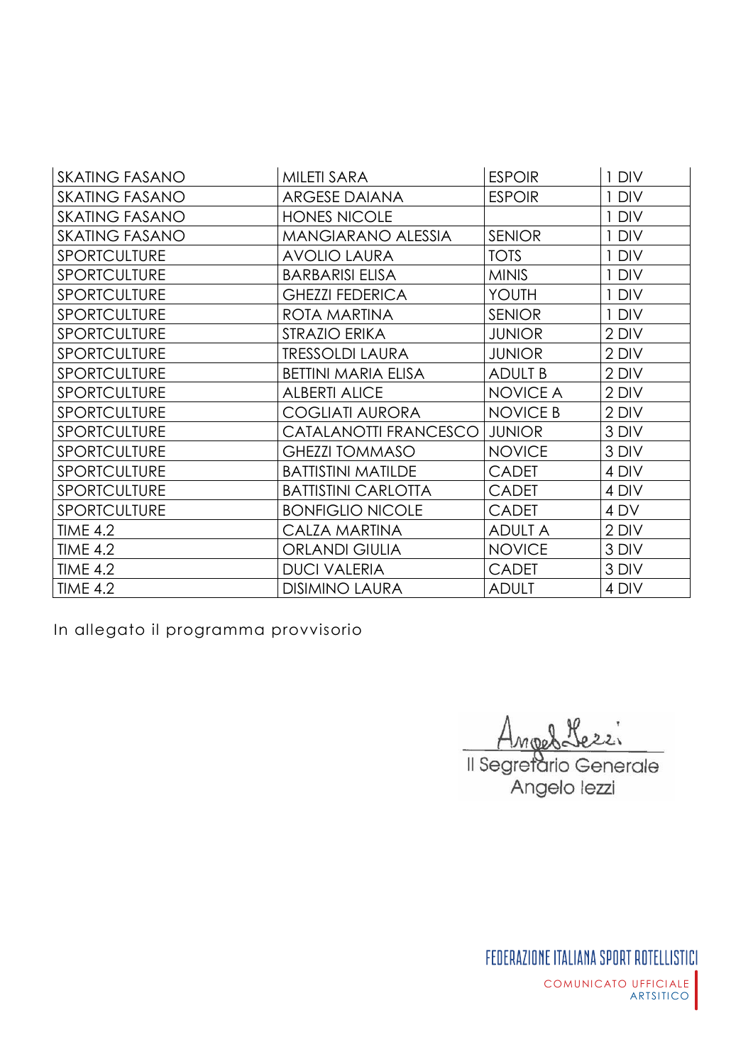| SKATING FASANO | MILETI SARA | ESPOIR | 1 DIV |
|---|---|---|---|
| SKATING FASANO | ARGESE DAIANA | ESPOIR | 1 DIV |
| SKATING FASANO | HONES NICOLE | | 1 DIV |
| SKATING FASANO | MANGIARANO ALESSIA | SENIOR | 1 DIV |
| SPORTCULTURE | AVOLIO LAURA | TOTS | 1 DIV |
| SPORTCULTURE | BARBARISI ELISA | MINIS | 1 DIV |
| SPORTCULTURE | GHEZZI FEDERICA | YOUTH | 1 DIV |
| SPORTCULTURE | ROTA MARTINA | SENIOR | 1 DIV |
| SPORTCULTURE | STRAZIO ERIKA | JUNIOR | 2 DIV |
| SPORTCULTURE | TRESSOLDI LAURA | JUNIOR | 2 DIV |
| SPORTCULTURE | BETTINI MARIA ELISA | ADULT B | 2 DIV |
| SPORTCULTURE | ALBERTI ALICE | NOVICE A | 2 DIV |
| SPORTCULTURE | COGLIATI AURORA | NOVICE B | 2 DIV |
| SPORTCULTURE | CATALANOTTI FRANCESCO | JUNIOR | 3 DIV |
| SPORTCULTURE | GHEZZI TOMMASO | NOVICE | 3 DIV |
| SPORTCULTURE | BATTISTINI MATILDE | CADET | 4 DIV |
| SPORTCULTURE | BATTISTINI CARLOTTA | CADET | 4 DIV |
| SPORTCULTURE | BONFIGLIO NICOLE | CADET | 4 DV |
| TIME 4.2 | CALZA MARTINA | ADULT A | 2 DIV |
| TIME 4.2 | ORLANDI GIULIA | NOVICE | 3 DIV |
| TIME 4.2 | DUCI VALERIA | CADET | 3 DIV |
| TIME 4.2 | DISIMINO LAURA | ADULT | 4 DIV |

In allegato il programma provvisorio

Il Segretario Generale
Angelo Iezzi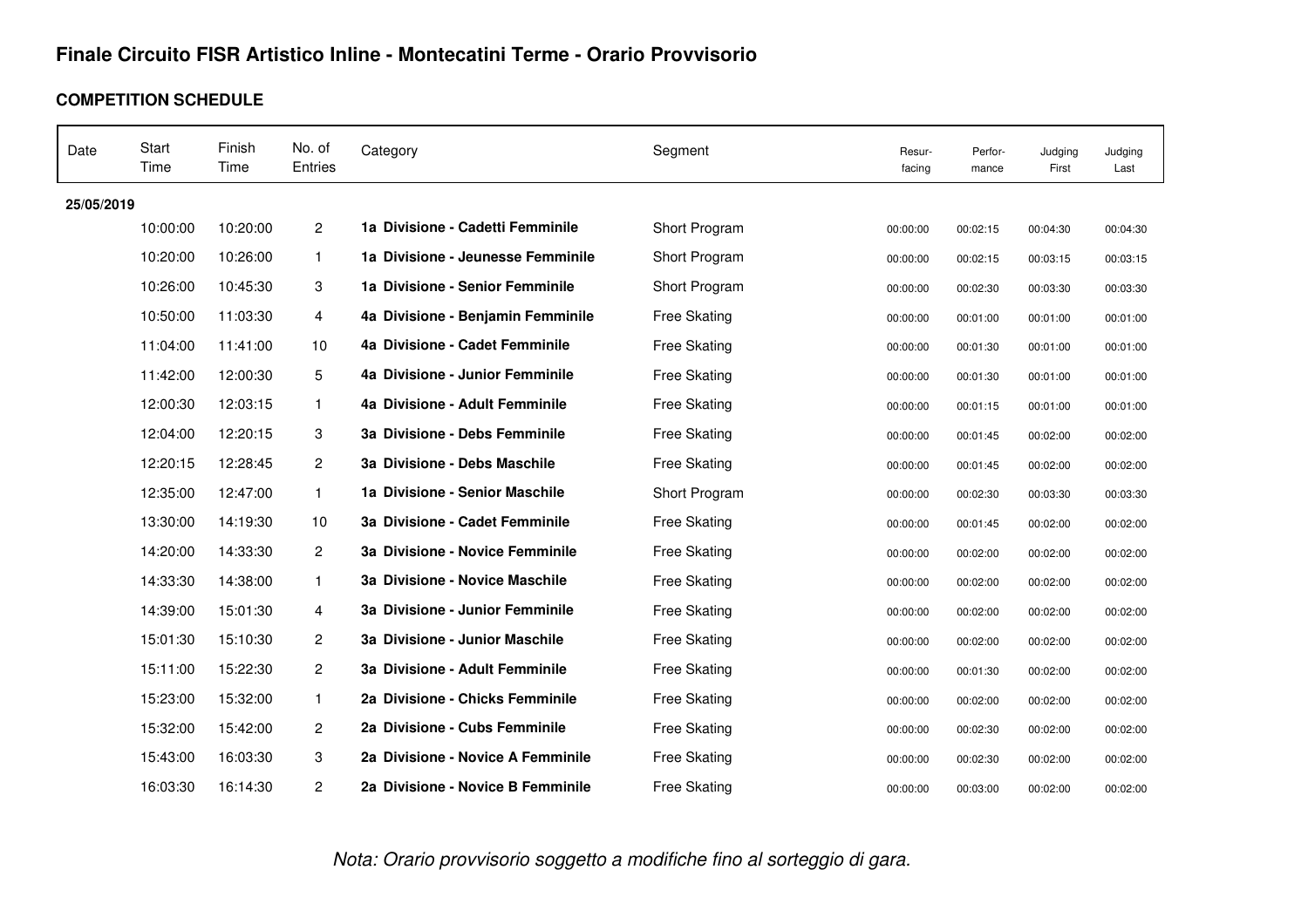# Finale Circuito FISR Artistico Inline - Montecatini Terme - Orario Provvisorio

## COMPETITION SCHEDULE

| Date | Start Time | Finish Time | No. of Entries | Category | Segment | Resur-facing | Perfor-mance | Judging First | Judging Last |
|---|---|---|---|---|---|---|---|---|---|
| **25/05/2019** | | | | | | | | | |
| | 10:00:00 | 10:20:00 | 2 | **1a Divisione - Cadetti Femminile** | Short Program | 00:00:00 | 00:02:15 | 00:04:30 | 00:04:30 |
| | 10:20:00 | 10:26:00 | 1 | **1a Divisione - Jeunesse Femminile** | Short Program | 00:00:00 | 00:02:15 | 00:03:15 | 00:03:15 |
| | 10:26:00 | 10:45:30 | 3 | **1a Divisione - Senior Femminile** | Short Program | 00:00:00 | 00:02:30 | 00:03:30 | 00:03:30 |
| | 10:50:00 | 11:03:30 | 4 | **4a Divisione - Benjamin Femminile** | Free Skating | 00:00:00 | 00:01:00 | 00:01:00 | 00:01:00 |
| | 11:04:00 | 11:41:00 | 10 | **4a Divisione - Cadet Femminile** | Free Skating | 00:00:00 | 00:01:30 | 00:01:00 | 00:01:00 |
| | 11:42:00 | 12:00:30 | 5 | **4a Divisione - Junior Femminile** | Free Skating | 00:00:00 | 00:01:30 | 00:01:00 | 00:01:00 |
| | 12:00:30 | 12:03:15 | 1 | **4a Divisione - Adult Femminile** | Free Skating | 00:00:00 | 00:01:15 | 00:01:00 | 00:01:00 |
| | 12:04:00 | 12:20:15 | 3 | **3a Divisione - Debs Femminile** | Free Skating | 00:00:00 | 00:01:45 | 00:02:00 | 00:02:00 |
| | 12:20:15 | 12:28:45 | 2 | **3a Divisione - Debs Maschile** | Free Skating | 00:00:00 | 00:01:45 | 00:02:00 | 00:02:00 |
| | 12:35:00 | 12:47:00 | 1 | **1a Divisione - Senior Maschile** | Short Program | 00:00:00 | 00:02:30 | 00:03:30 | 00:03:30 |
| | 13:30:00 | 14:19:30 | 10 | **3a Divisione - Cadet Femminile** | Free Skating | 00:00:00 | 00:01:45 | 00:02:00 | 00:02:00 |
| | 14:20:00 | 14:33:30 | 2 | **3a Divisione - Novice Femminile** | Free Skating | 00:00:00 | 00:02:00 | 00:02:00 | 00:02:00 |
| | 14:33:30 | 14:38:00 | 1 | **3a Divisione - Novice Maschile** | Free Skating | 00:00:00 | 00:02:00 | 00:02:00 | 00:02:00 |
| | 14:39:00 | 15:01:30 | 4 | **3a Divisione - Junior Femminile** | Free Skating | 00:00:00 | 00:02:00 | 00:02:00 | 00:02:00 |
| | 15:01:30 | 15:10:30 | 2 | **3a Divisione - Junior Maschile** | Free Skating | 00:00:00 | 00:02:00 | 00:02:00 | 00:02:00 |
| | 15:11:00 | 15:22:30 | 2 | **3a Divisione - Adult Femminile** | Free Skating | 00:00:00 | 00:01:30 | 00:02:00 | 00:02:00 |
| | 15:23:00 | 15:32:00 | 1 | **2a Divisione - Chicks Femminile** | Free Skating | 00:00:00 | 00:02:00 | 00:02:00 | 00:02:00 |
| | 15:32:00 | 15:42:00 | 2 | **2a Divisione - Cubs Femminile** | Free Skating | 00:00:00 | 00:02:30 | 00:02:00 | 00:02:00 |
| | 15:43:00 | 16:03:30 | 3 | **2a Divisione - Novice A Femminile** | Free Skating | 00:00:00 | 00:02:30 | 00:02:00 | 00:02:00 |
| | 16:03:30 | 16:14:30 | 2 | **2a Divisione - Novice B Femminile** | Free Skating | 00:00:00 | 00:03:00 | 00:02:00 | 00:02:00 |

*Nota: Orario provvisorio soggetto a modifiche fino al sorteggio di gara.*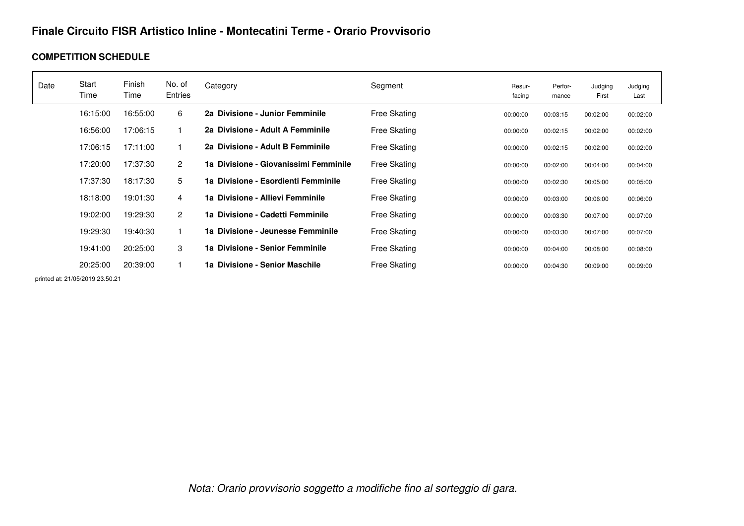## Finale Circuito FISR Artistico Inline - Montecatini Terme - Orario Provvisorio

### COMPETITION SCHEDULE

| Date | Start Time | Finish Time | No. of Entries | Category | Segment | Resur-facing | Perfor-mance | Judging First | Judging Last |
|---|---|---|---|---|---|---|---|---|---|
| | 16:15:00 | 16:55:00 | 6 | **2a Divisione - Junior Femminile** | Free Skating | 00:00:00 | 00:03:15 | 00:02:00 | 00:02:00 |
| | 16:56:00 | 17:06:15 | 1 | **2a Divisione - Adult A Femminile** | Free Skating | 00:00:00 | 00:02:15 | 00:02:00 | 00:02:00 |
| | 17:06:15 | 17:11:00 | 1 | **2a Divisione - Adult B Femminile** | Free Skating | 00:00:00 | 00:02:15 | 00:02:00 | 00:02:00 |
| | 17:20:00 | 17:37:30 | 2 | **1a Divisione - Giovanissimi Femminile** | Free Skating | 00:00:00 | 00:02:00 | 00:04:00 | 00:04:00 |
| | 17:37:30 | 18:17:30 | 5 | **1a Divisione - Esordienti Femminile** | Free Skating | 00:00:00 | 00:02:30 | 00:05:00 | 00:05:00 |
| | 18:18:00 | 19:01:30 | 4 | **1a Divisione - Allievi Femminile** | Free Skating | 00:00:00 | 00:03:00 | 00:06:00 | 00:06:00 |
| | 19:02:00 | 19:29:30 | 2 | **1a Divisione - Cadetti Femminile** | Free Skating | 00:00:00 | 00:03:30 | 00:07:00 | 00:07:00 |
| | 19:29:30 | 19:40:30 | 1 | **1a Divisione - Jeunesse Femminile** | Free Skating | 00:00:00 | 00:03:30 | 00:07:00 | 00:07:00 |
| | 19:41:00 | 20:25:00 | 3 | **1a Divisione - Senior Femminile** | Free Skating | 00:00:00 | 00:04:00 | 00:08:00 | 00:08:00 |
| | 20:25:00 | 20:39:00 | 1 | **1a Divisione - Senior Maschile** | Free Skating | 00:00:00 | 00:04:30 | 00:09:00 | 00:09:00 |

printed at: 21/05/2019 23.50.21

*Nota: Orario provvisorio soggetto a modifiche fino al sorteggio di gara.*